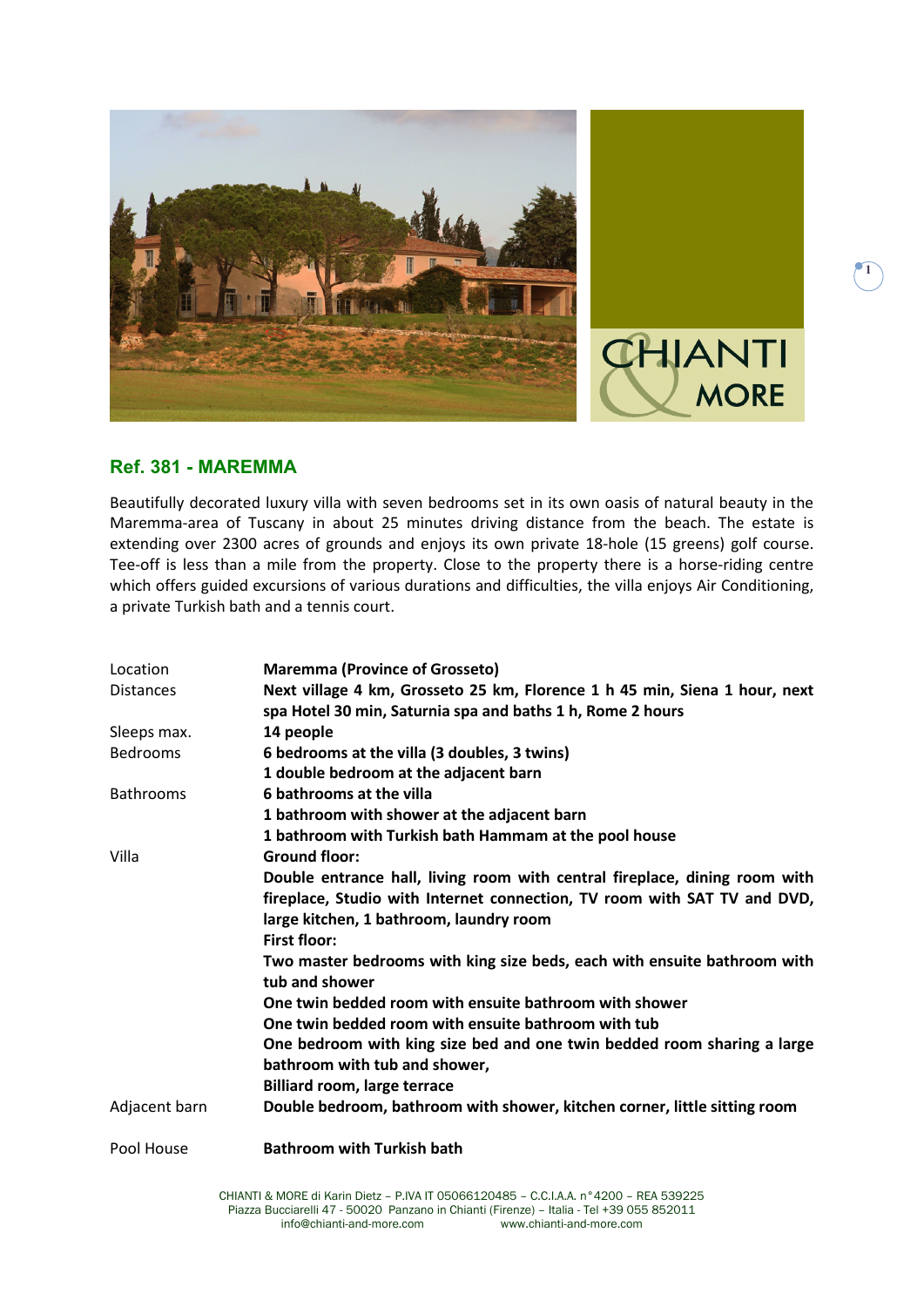CHIANTI & MORE

## Ref. 381 - MAREMMA

Beautifully decorated luxury villa with seven bedrooms set in its own oasis of natural beauty in the Maremma-area of Tuscany in about 25 minutes driving distance from the beach. The estate is extending over 2300 acres of grounds and enjoys its own private 18-hole (15 greens) golf course. Tee-off is less than a mile from the property. Close to the property there is a horse-riding centre which offers guided excursions of various durations and difficulties, the villa enjoys Air Conditioning, a private Turkish bath and a tennis court.

| | |
|---|---|
| Location | **Maremma (Province of Grosseto)** |
| Distances | **Next village 4 km, Grosseto 25 km, Florence 1 h 45 min, Siena 1 hour, next spa Hotel 30 min, Saturnia spa and baths 1 h, Rome 2 hours** |
| Sleeps max. | **14 people** |
| Bedrooms | **6 bedrooms at the villa (3 doubles, 3 twins)**<br>**1 double bedroom at the adjacent barn** |
| Bathrooms | **6 bathrooms at the villa**<br>**1 bathroom with shower at the adjacent barn**<br>**1 bathroom with Turkish bath Hammam at the pool house** |
| Villa | **Ground floor:**<br>**Double entrance hall, living room with central fireplace, dining room with fireplace, Studio with Internet connection, TV room with SAT TV and DVD, large kitchen, 1 bathroom, laundry room**<br>**First floor:**<br>**Two master bedrooms with king size beds, each with ensuite bathroom with tub and shower**<br>**One twin bedded room with ensuite bathroom with shower**<br>**One twin bedded room with ensuite bathroom with tub**<br>**One bedroom with king size bed and one twin bedded room sharing a large bathroom with tub and shower,**<br>**Billiard room, large terrace** |
| Adjacent barn | **Double bedroom, bathroom with shower, kitchen corner, little sitting room** |
| Pool House | **Bathroom with Turkish bath** |

CHIANTI & MORE di Karin Dietz – P.IVA IT 05066120485 – C.C.I.A.A. n°4200 – REA 539225
Piazza Bucciarelli 47 - 50020 Panzano in Chianti (Firenze) – Italia - Tel +39 055 852011
info@chianti-and-more.com www.chianti-and-more.com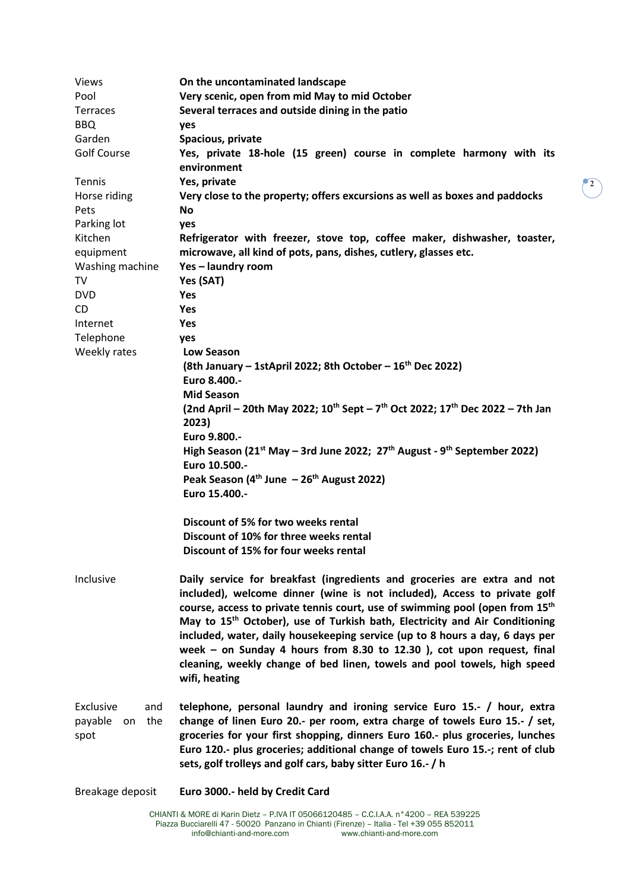| | |
|---|---|
| Views | **On the uncontaminated landscape** |
| Pool | **Very scenic, open from mid May to mid October** |
| Terraces | **Several terraces and outside dining in the patio** |
| BBQ | **yes** |
| Garden | **Spacious, private** |
| Golf Course | **Yes, private 18-hole (15 green) course in complete harmony with its environment** |
| Tennis | **Yes, private** |
| Horse riding | **Very close to the property; offers excursions as well as boxes and paddocks** |
| Pets | **No** |
| Parking lot | **yes** |
| Kitchen equipment | **Refrigerator with freezer, stove top, coffee maker, dishwasher, toaster, microwave, all kind of pots, pans, dishes, cutlery, glasses etc.** |
| Washing machine | **Yes – laundry room** |
| TV | **Yes (SAT)** |
| DVD | **Yes** |
| CD | **Yes** |
| Internet | **Yes** |
| Telephone | **yes** |
| Weekly rates | **Low Season**<br>**(8th January – 1stApril 2022; 8th October – 16th Dec 2022)**<br>**Euro 8.400.-**<br>**Mid Season**<br>**(2nd April – 20th May 2022; 10th Sept – 7th Oct 2022; 17th Dec 2022 – 7th Jan 2023)**<br>**Euro 9.800.-**<br>**High Season (21st May – 3rd June 2022; 27th August - 9th September 2022)**<br>**Euro 10.500.-**<br>**Peak Season (4th June – 26th August 2022)**<br>**Euro 15.400.-**<br><br>**Discount of 5% for two weeks rental**<br>**Discount of 10% for three weeks rental**<br>**Discount of 15% for four weeks rental** |
| Inclusive | **Daily service for breakfast (ingredients and groceries are extra and not included), welcome dinner (wine is not included), Access to private golf course, access to private tennis court, use of swimming pool (open from 15th May to 15th October), use of Turkish bath, Electricity and Air Conditioning included, water, daily housekeeping service (up to 8 hours a day, 6 days per week – on Sunday 4 hours from 8.30 to 12.30 ), cot upon request, final cleaning, weekly change of bed linen, towels and pool towels, high speed wifi, heating** |
| Exclusive and payable on the spot | **telephone, personal laundry and ironing service Euro 15.- / hour, extra change of linen Euro 20.- per room, extra charge of towels Euro 15.- / set, groceries for your first shopping, dinners Euro 160.- plus groceries, lunches Euro 120.- plus groceries; additional change of towels Euro 15.-; rent of club sets, golf trolleys and golf cars, baby sitter Euro 16.- / h** |
| Breakage deposit | **Euro 3000.- held by Credit Card** |

CHIANTI & MORE di Karin Dietz – P.IVA IT 05066120485 – C.C.I.A.A. n°4200 – REA 539225
Piazza Bucciarelli 47 - 50020 Panzano in Chianti (Firenze) – Italia - Tel +39 055 852011
info@chianti-and-more.com www.chianti-and-more.com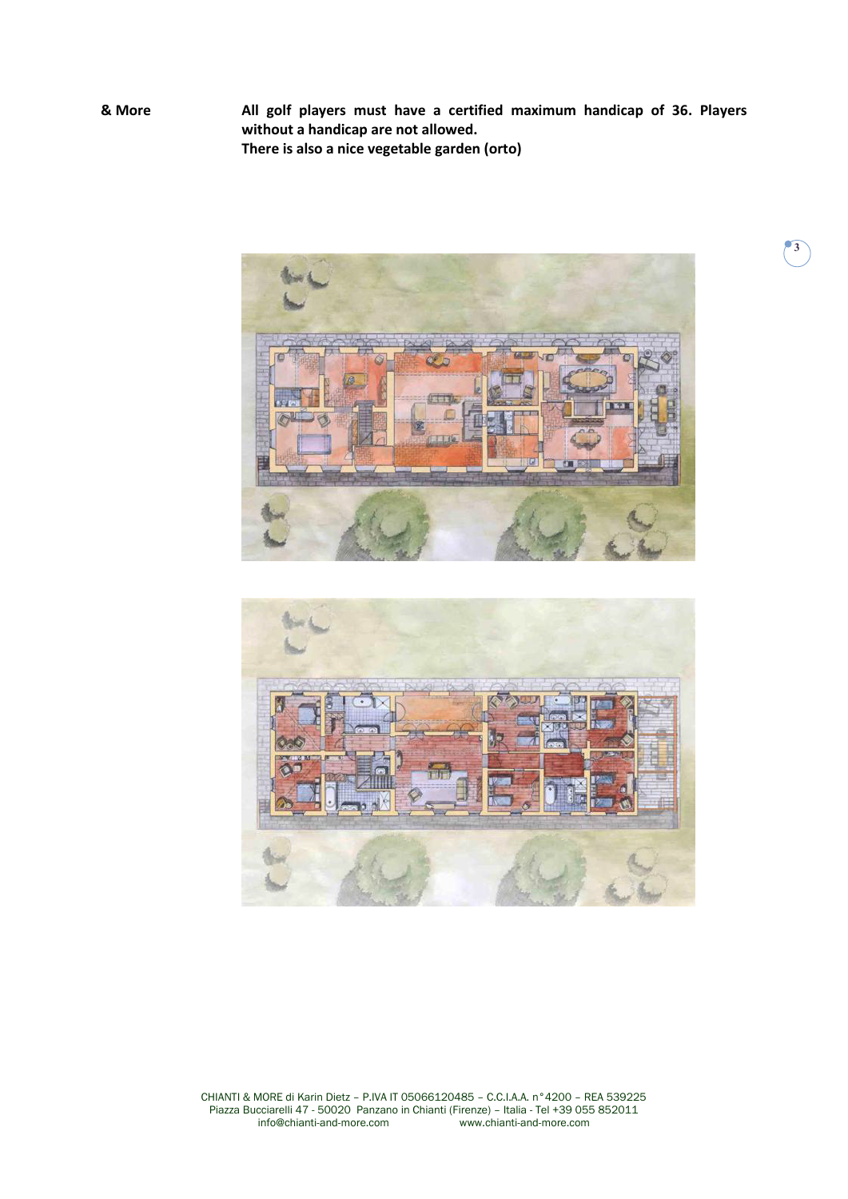**& More**

**All golf players must have a certified maximum handicap of 36. Players without a handicap are not allowed.**
**There is also a nice vegetable garden (orto)**

CHIANTI & MORE di Karin Dietz – P.IVA IT 05066120485 – C.C.I.A.A. n°4200 – REA 539225
Piazza Bucciarelli 47 - 50020 Panzano in Chianti (Firenze) – Italia - Tel +39 055 852011
info@chianti-and-more.com www.chianti-and-more.com